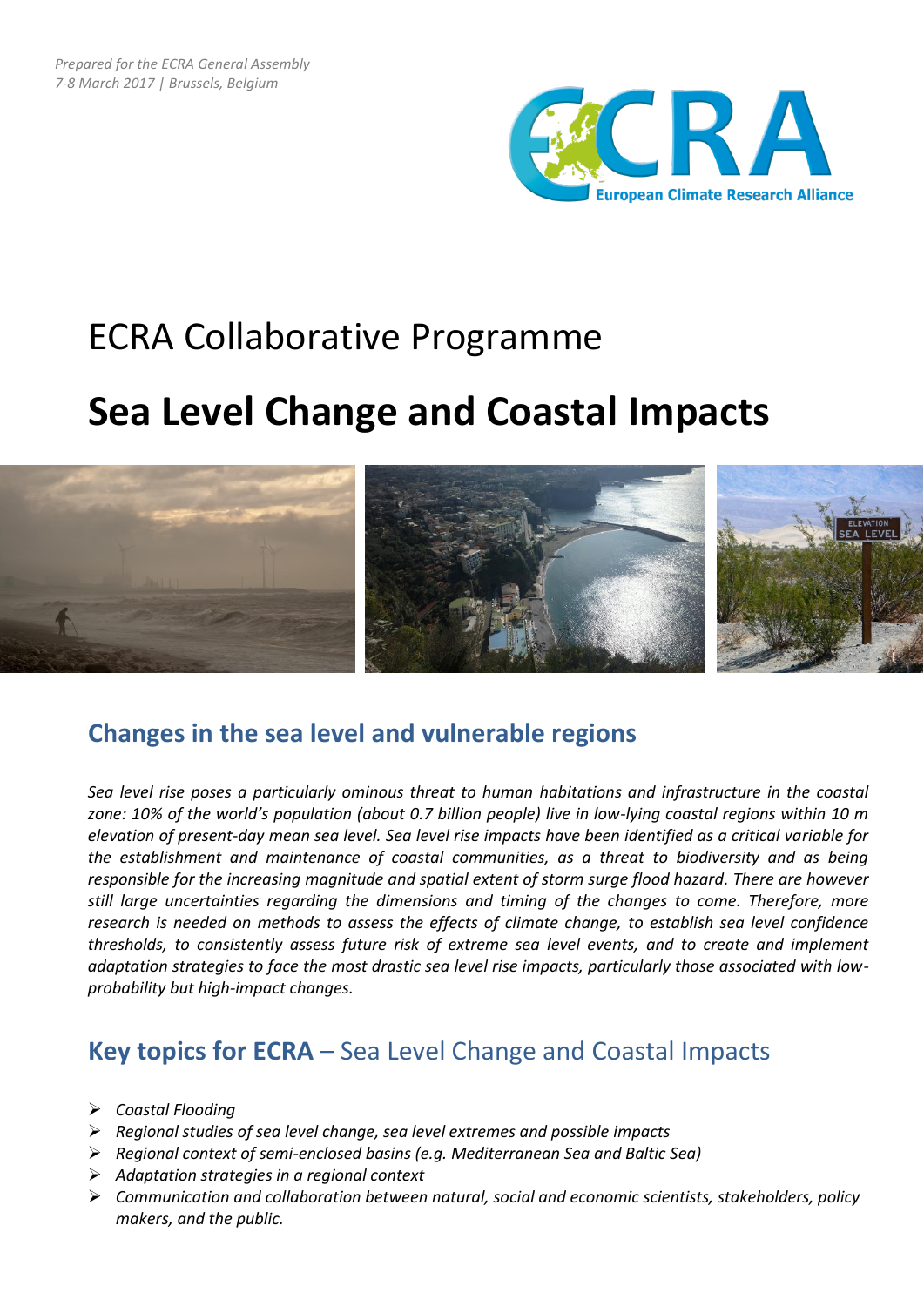*Prepared for the ECRA General Assembly*
*7-8 March 2017 | Brussels, Belgium*

# ECRA Collaborative Programme

# Sea Level Change and Coastal Impacts

## Changes in the sea level and vulnerable regions

*Sea level rise poses a particularly ominous threat to human habitations and infrastructure in the coastal zone: 10% of the world's population (about 0.7 billion people) live in low-lying coastal regions within 10 m elevation of present-day mean sea level. Sea level rise impacts have been identified as a critical variable for the establishment and maintenance of coastal communities, as a threat to biodiversity and as being responsible for the increasing magnitude and spatial extent of storm surge flood hazard. There are however still large uncertainties regarding the dimensions and timing of the changes to come. Therefore, more research is needed on methods to assess the effects of climate change, to establish sea level confidence thresholds, to consistently assess future risk of extreme sea level events, and to create and implement adaptation strategies to face the most drastic sea level rise impacts, particularly those associated with low-probability but high-impact changes.*

## **Key topics for ECRA** – Sea Level Change and Coastal Impacts

- *Coastal Flooding*
- *Regional studies of sea level change, sea level extremes and possible impacts*
- *Regional context of semi-enclosed basins (e.g. Mediterranean Sea and Baltic Sea)*
- *Adaptation strategies in a regional context*
- *Communication and collaboration between natural, social and economic scientists, stakeholders, policy makers, and the public.*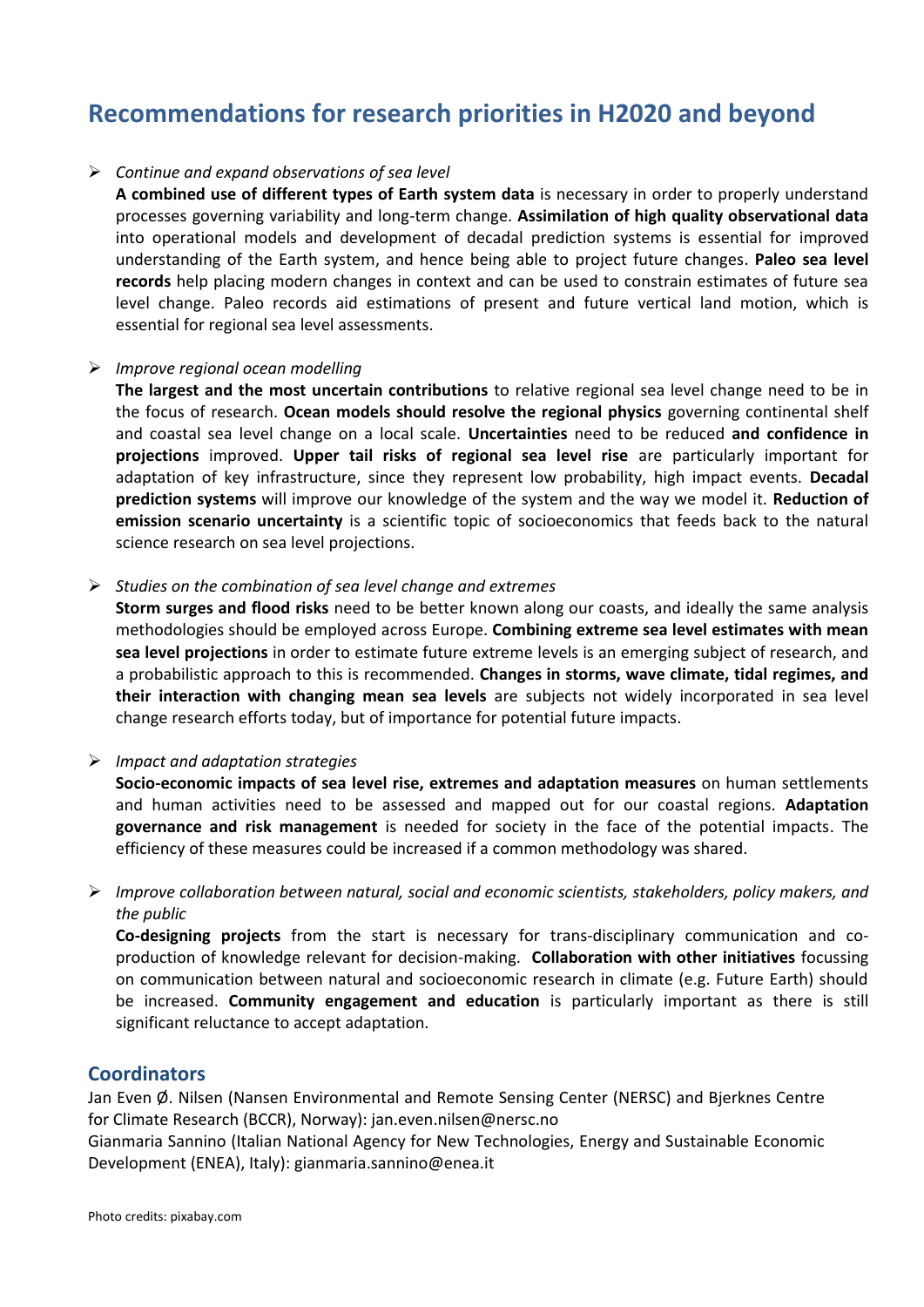# Recommendations for research priorities in H2020 and beyond

- *Continue and expand observations of sea level*

  **A combined use of different types of Earth system data** is necessary in order to properly understand processes governing variability and long-term change. **Assimilation of high quality observational data** into operational models and development of decadal prediction systems is essential for improved understanding of the Earth system, and hence being able to project future changes. **Paleo sea level records** help placing modern changes in context and can be used to constrain estimates of future sea level change. Paleo records aid estimations of present and future vertical land motion, which is essential for regional sea level assessments.

- *Improve regional ocean modelling*

  **The largest and the most uncertain contributions** to relative regional sea level change need to be in the focus of research. **Ocean models should resolve the regional physics** governing continental shelf and coastal sea level change on a local scale. **Uncertainties** need to be reduced **and confidence in projections** improved. **Upper tail risks of regional sea level rise** are particularly important for adaptation of key infrastructure, since they represent low probability, high impact events. **Decadal prediction systems** will improve our knowledge of the system and the way we model it. **Reduction of emission scenario uncertainty** is a scientific topic of socioeconomics that feeds back to the natural science research on sea level projections.

- *Studies on the combination of sea level change and extremes*

  **Storm surges and flood risks** need to be better known along our coasts, and ideally the same analysis methodologies should be employed across Europe. **Combining extreme sea level estimates with mean sea level projections** in order to estimate future extreme levels is an emerging subject of research, and a probabilistic approach to this is recommended. **Changes in storms, wave climate, tidal regimes, and their interaction with changing mean sea levels** are subjects not widely incorporated in sea level change research efforts today, but of importance for potential future impacts.

- *Impact and adaptation strategies*

  **Socio-economic impacts of sea level rise, extremes and adaptation measures** on human settlements and human activities need to be assessed and mapped out for our coastal regions. **Adaptation governance and risk management** is needed for society in the face of the potential impacts. The efficiency of these measures could be increased if a common methodology was shared.

- *Improve collaboration between natural, social and economic scientists, stakeholders, policy makers, and the public*

  **Co-designing projects** from the start is necessary for trans-disciplinary communication and co-production of knowledge relevant for decision-making. **Collaboration with other initiatives** focussing on communication between natural and socioeconomic research in climate (e.g. Future Earth) should be increased. **Community engagement and education** is particularly important as there is still significant reluctance to accept adaptation.

## Coordinators

Jan Even Ø. Nilsen (Nansen Environmental and Remote Sensing Center (NERSC) and Bjerknes Centre for Climate Research (BCCR), Norway): jan.even.nilsen@nersc.no
Gianmaria Sannino (Italian National Agency for New Technologies, Energy and Sustainable Economic Development (ENEA), Italy): gianmaria.sannino@enea.it

Photo credits: pixabay.com